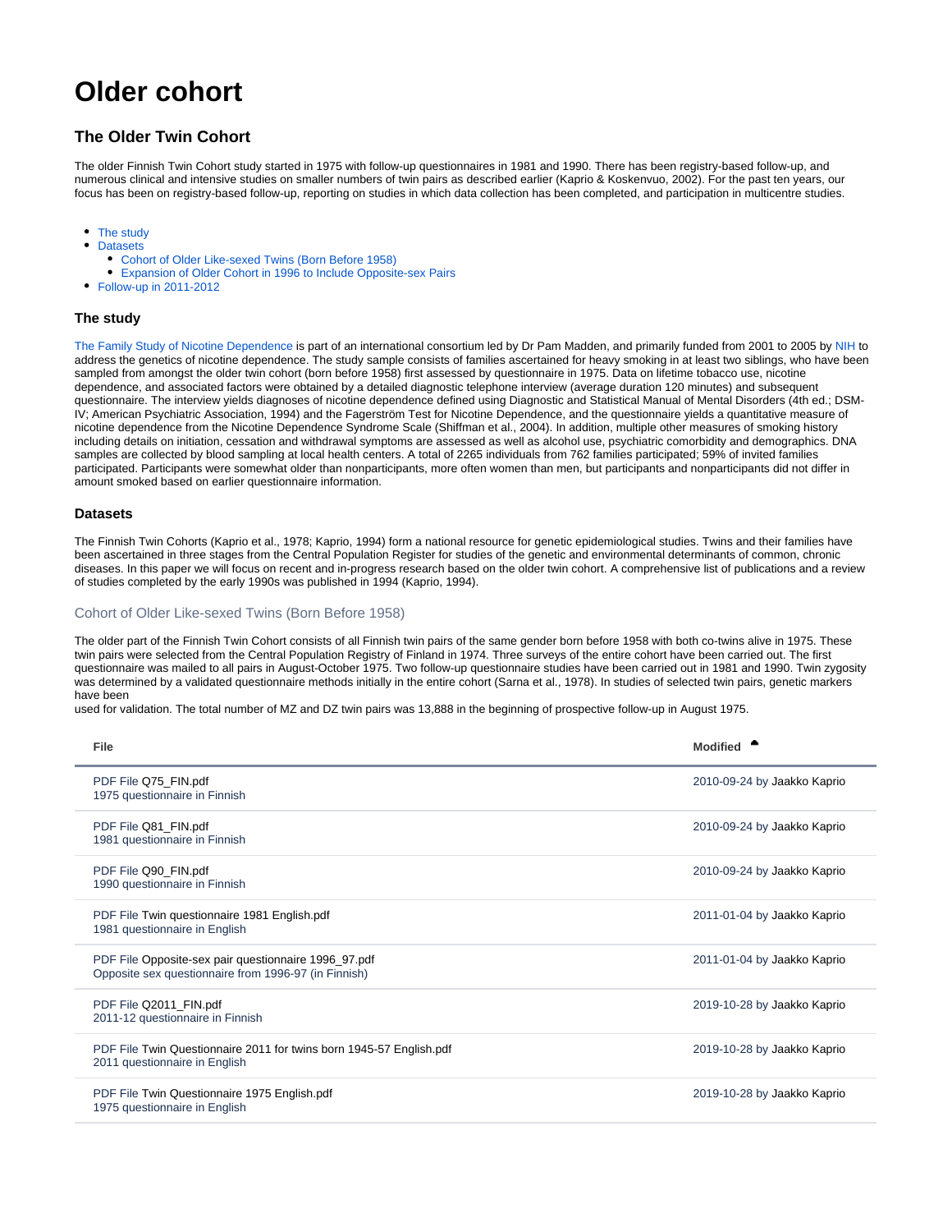# Older cohort

## The Older Twin Cohort

The older Finnish Twin Cohort study started in 1975 with follow-up questionnaires in 1981 and 1990. There has been registry-based follow-up, and numerous clinical and intensive studies on smaller numbers of twin pairs as described earlier (Kaprio & Koskenvuo, 2002). For the past ten years, our focus has been on registry-based follow-up, reporting on studies in which data collection has been completed, and participation in multicentre studies.

- The study
- Datasets
  - Cohort of Older Like-sexed Twins (Born Before 1958)
  - Expansion of Older Cohort in 1996 to Include Opposite-sex Pairs
- Follow-up in 2011-2012

### The study

The Family Study of Nicotine Dependence is part of an international consortium led by Dr Pam Madden, and primarily funded from 2001 to 2005 by NIH to address the genetics of nicotine dependence. The study sample consists of families ascertained for heavy smoking in at least two siblings, who have been sampled from amongst the older twin cohort (born before 1958) first assessed by questionnaire in 1975. Data on lifetime tobacco use, nicotine dependence, and associated factors were obtained by a detailed diagnostic telephone interview (average duration 120 minutes) and subsequent questionnaire. The interview yields diagnoses of nicotine dependence defined using Diagnostic and Statistical Manual of Mental Disorders (4th ed.; DSM-IV; American Psychiatric Association, 1994) and the Fagerström Test for Nicotine Dependence, and the questionnaire yields a quantitative measure of nicotine dependence from the Nicotine Dependence Syndrome Scale (Shiffman et al., 2004). In addition, multiple other measures of smoking history including details on initiation, cessation and withdrawal symptoms are assessed as well as alcohol use, psychiatric comorbidity and demographics. DNA samples are collected by blood sampling at local health centers. A total of 2265 individuals from 762 families participated; 59% of invited families participated. Participants were somewhat older than nonparticipants, more often women than men, but participants and nonparticipants did not differ in amount smoked based on earlier questionnaire information.

### Datasets

The Finnish Twin Cohorts (Kaprio et al., 1978; Kaprio, 1994) form a national resource for genetic epidemiological studies. Twins and their families have been ascertained in three stages from the Central Population Register for studies of the genetic and environmental determinants of common, chronic diseases. In this paper we will focus on recent and in-progress research based on the older twin cohort. A comprehensive list of publications and a review of studies completed by the early 1990s was published in 1994 (Kaprio, 1994).

#### Cohort of Older Like-sexed Twins (Born Before 1958)

The older part of the Finnish Twin Cohort consists of all Finnish twin pairs of the same gender born before 1958 with both co-twins alive in 1975. These twin pairs were selected from the Central Population Registry of Finland in 1974. Three surveys of the entire cohort have been carried out. The first questionnaire was mailed to all pairs in August-October 1975. Two follow-up questionnaire studies have been carried out in 1981 and 1990. Twin zygosity was determined by a validated questionnaire methods initially in the entire cohort (Sarna et al., 1978). In studies of selected twin pairs, genetic markers have been
used for validation. The total number of MZ and DZ twin pairs was 13,888 in the beginning of prospective follow-up in August 1975.

| File | Modified |
|---|---|
| PDF File Q75_FIN.pdf<br>1975 questionnaire in Finnish | 2010-09-24 by Jaakko Kaprio |
| PDF File Q81_FIN.pdf<br>1981 questionnaire in Finnish | 2010-09-24 by Jaakko Kaprio |
| PDF File Q90_FIN.pdf<br>1990 questionnaire in Finnish | 2010-09-24 by Jaakko Kaprio |
| PDF File Twin questionnaire 1981 English.pdf<br>1981 questionnaire in English | 2011-01-04 by Jaakko Kaprio |
| PDF File Opposite-sex pair questionnaire 1996_97.pdf<br>Opposite sex questionnaire from 1996-97 (in Finnish) | 2011-01-04 by Jaakko Kaprio |
| PDF File Q2011_FIN.pdf<br>2011-12 questionnaire in Finnish | 2019-10-28 by Jaakko Kaprio |
| PDF File Twin Questionnaire 2011 for twins born 1945-57 English.pdf<br>2011 questionnaire in English | 2019-10-28 by Jaakko Kaprio |
| PDF File Twin Questionnaire 1975 English.pdf<br>1975 questionnaire in English | 2019-10-28 by Jaakko Kaprio |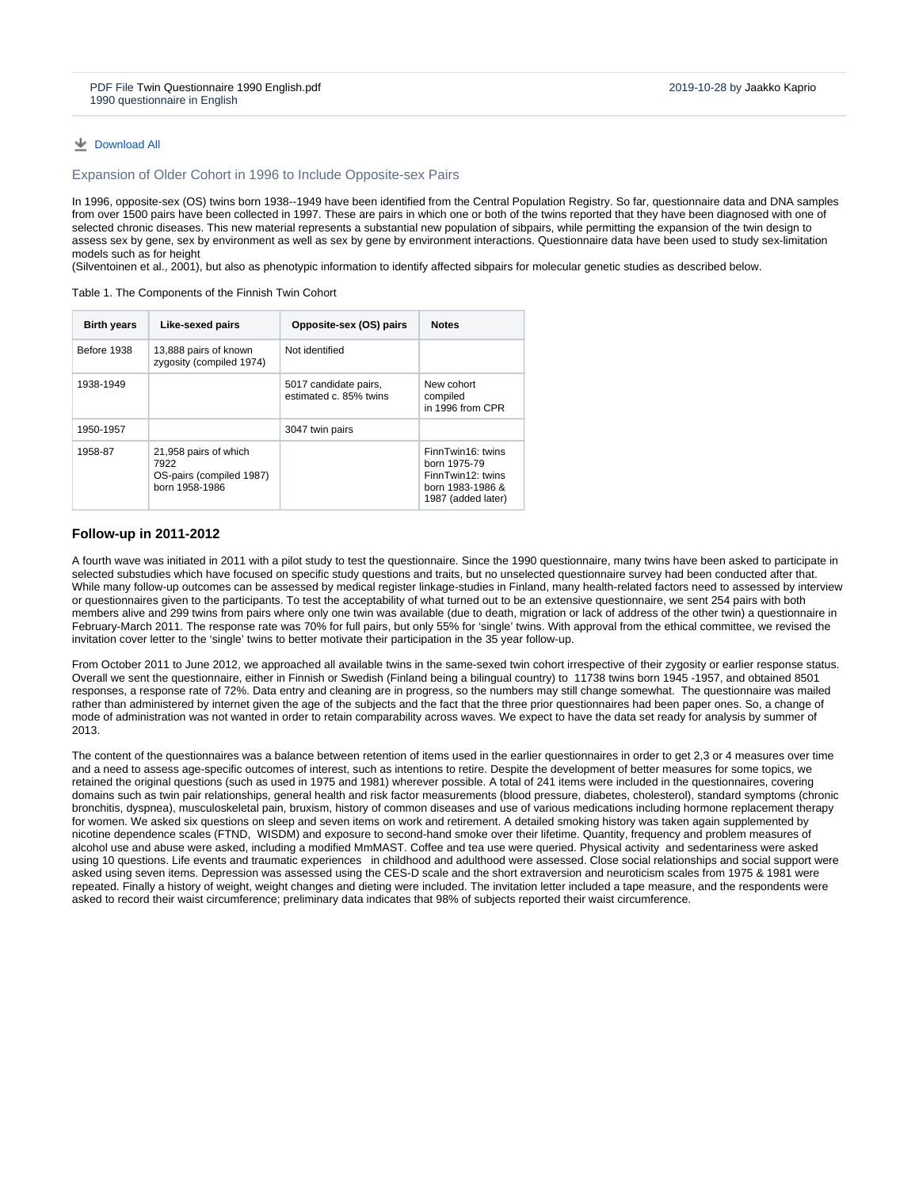PDF File Twin Questionnaire 1990 English.pdf
1990 questionnaire in English

2019-10-28 by Jaakko Kaprio

Download All

## Expansion of Older Cohort in 1996 to Include Opposite-sex Pairs

In 1996, opposite-sex (OS) twins born 1938--1949 have been identified from the Central Population Registry. So far, questionnaire data and DNA samples from over 1500 pairs have been collected in 1997. These are pairs in which one or both of the twins reported that they have been diagnosed with one of selected chronic diseases. This new material represents a substantial new population of sibpairs, while permitting the expansion of the twin design to assess sex by gene, sex by environment as well as sex by gene by environment interactions. Questionnaire data have been used to study sex-limitation models such as for height
(Silventoinen et al., 2001), but also as phenotypic information to identify affected sibpairs for molecular genetic studies as described below.

Table 1. The Components of the Finnish Twin Cohort

| Birth years | Like-sexed pairs | Opposite-sex (OS) pairs | Notes |
|---|---|---|---|
| Before 1938 | 13,888 pairs of known zygosity (compiled 1974) | Not identified | |
| 1938-1949 | | 5017 candidate pairs, estimated c. 85% twins | New cohort compiled in 1996 from CPR |
| 1950-1957 | | 3047 twin pairs | |
| 1958-87 | 21,958 pairs of which 7922 OS-pairs (compiled 1987) born 1958-1986 | | FinnTwin16: twins born 1975-79 FinnTwin12: twins born 1983-1986 & 1987 (added later) |

## Follow-up in 2011-2012

A fourth wave was initiated in 2011 with a pilot study to test the questionnaire. Since the 1990 questionnaire, many twins have been asked to participate in selected substudies which have focused on specific study questions and traits, but no unselected questionnaire survey had been conducted after that. While many follow-up outcomes can be assessed by medical register linkage-studies in Finland, many health-related factors need to assessed by interview or questionnaires given to the participants. To test the acceptability of what turned out to be an extensive questionnaire, we sent 254 pairs with both members alive and 299 twins from pairs where only one twin was available (due to death, migration or lack of address of the other twin) a questionnaire in February-March 2011. The response rate was 70% for full pairs, but only 55% for 'single' twins. With approval from the ethical committee, we revised the invitation cover letter to the 'single' twins to better motivate their participation in the 35 year follow-up.

From October 2011 to June 2012, we approached all available twins in the same-sexed twin cohort irrespective of their zygosity or earlier response status. Overall we sent the questionnaire, either in Finnish or Swedish (Finland being a bilingual country) to 11738 twins born 1945 -1957, and obtained 8501 responses, a response rate of 72%. Data entry and cleaning are in progress, so the numbers may still change somewhat. The questionnaire was mailed rather than administered by internet given the age of the subjects and the fact that the three prior questionnaires had been paper ones. So, a change of mode of administration was not wanted in order to retain comparability across waves. We expect to have the data set ready for analysis by summer of 2013.

The content of the questionnaires was a balance between retention of items used in the earlier questionnaires in order to get 2,3 or 4 measures over time and a need to assess age-specific outcomes of interest, such as intentions to retire. Despite the development of better measures for some topics, we retained the original questions (such as used in 1975 and 1981) wherever possible. A total of 241 items were included in the questionnaires, covering domains such as twin pair relationships, general health and risk factor measurements (blood pressure, diabetes, cholesterol), standard symptoms (chronic bronchitis, dyspnea), musculoskeletal pain, bruxism, history of common diseases and use of various medications including hormone replacement therapy for women. We asked six questions on sleep and seven items on work and retirement. A detailed smoking history was taken again supplemented by nicotine dependence scales (FTND, WISDM) and exposure to second-hand smoke over their lifetime. Quantity, frequency and problem measures of alcohol use and abuse were asked, including a modified MmMAST. Coffee and tea use were queried. Physical activity and sedentariness were asked using 10 questions. Life events and traumatic experiences in childhood and adulthood were assessed. Close social relationships and social support were asked using seven items. Depression was assessed using the CES-D scale and the short extraversion and neuroticism scales from 1975 & 1981 were repeated. Finally a history of weight, weight changes and dieting were included. The invitation letter included a tape measure, and the respondents were asked to record their waist circumference; preliminary data indicates that 98% of subjects reported their waist circumference.